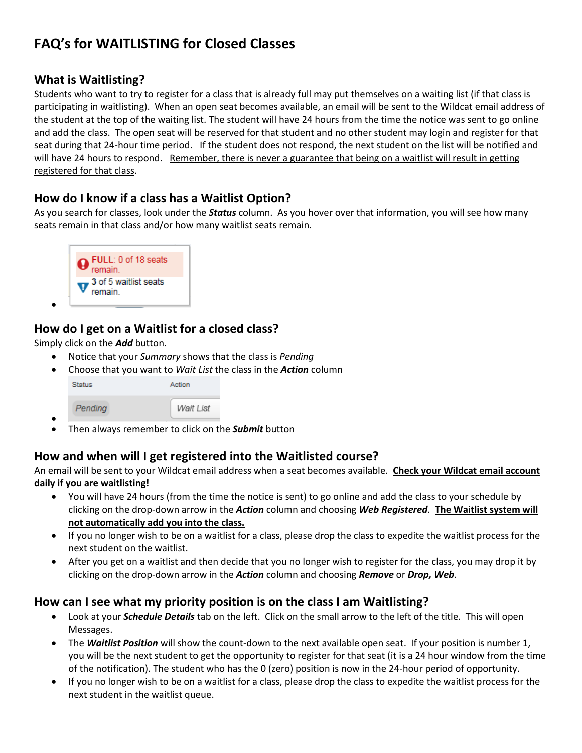# FAQ's for WAITLISTING for Closed Classes

## What is Waitlisting?

Students who want to try to register for a class that is already full may put themselves on a waiting list (if that class is participating in waitlisting). When an open seat becomes available, an email will be sent to the Wildcat email address of the student at the top of the waiting list. The student will have 24 hours from the time the notice was sent to go online and add the class. The open seat will be reserved for that student and no other student may login and register for that seat during that 24-hour time period. If the student does not respond, the next student on the list will be notified and will have 24 hours to respond. <u>Remember, there is never a guarantee that being on a waitlist will result in getting registered for that class</u>.

## How do I know if a class has a Waitlist Option?

As you search for classes, look under the ***Status*** column. As you hover over that information, you will see how many seats remain in that class and/or how many waitlist seats remain.

- FULL: 0 of 18 seats remain.
  3 of 5 waitlist seats remain.

## How do I get on a Waitlist for a closed class?

Simply click on the ***Add*** button.

- Notice that your *Summary* shows that the class is *Pending*
- Choose that you want to *Wait List* the class in the ***Action*** column

| Status | Action |
|---|---|
| *Pending* | *Wait List* |

- Then always remember to click on the ***Submit*** button

## How and when will I get registered into the Waitlisted course?

An email will be sent to your Wildcat email address when a seat becomes available. **<u>Check your Wildcat email account daily if you are waitlisting!</u>**

- You will have 24 hours (from the time the notice is sent) to go online and add the class to your schedule by clicking on the drop-down arrow in the ***Action*** column and choosing ***Web Registered***. **<u>The Waitlist system will not automatically add you into the class.</u>**
- If you no longer wish to be on a waitlist for a class, please drop the class to expedite the waitlist process for the next student on the waitlist.
- After you get on a waitlist and then decide that you no longer wish to register for the class, you may drop it by clicking on the drop-down arrow in the ***Action*** column and choosing ***Remove*** or ***Drop, Web***.

## How can I see what my priority position is on the class I am Waitlisting?

- Look at your ***Schedule Details*** tab on the left. Click on the small arrow to the left of the title. This will open Messages.
- The ***Waitlist Position*** will show the count-down to the next available open seat. If your position is number 1, you will be the next student to get the opportunity to register for that seat (it is a 24 hour window from the time of the notification). The student who has the 0 (zero) position is now in the 24-hour period of opportunity.
- If you no longer wish to be on a waitlist for a class, please drop the class to expedite the waitlist process for the next student in the waitlist queue.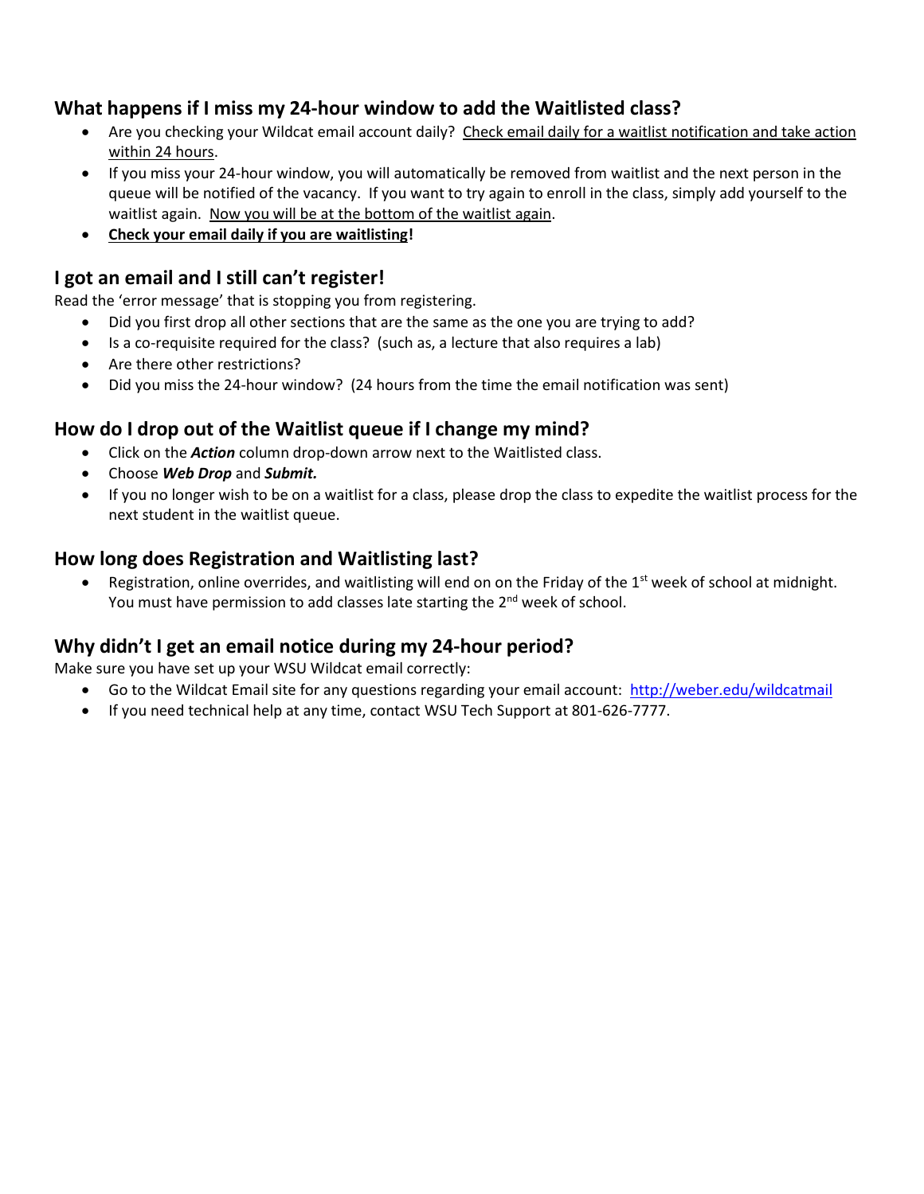## What happens if I miss my 24-hour window to add the Waitlisted class?

- Are you checking your Wildcat email account daily? Check email daily for a waitlist notification and take action within 24 hours.
- If you miss your 24-hour window, you will automatically be removed from waitlist and the next person in the queue will be notified of the vacancy. If you want to try again to enroll in the class, simply add yourself to the waitlist again. Now you will be at the bottom of the waitlist again.
- **Check your email daily if you are waitlisting!**

## I got an email and I still can't register!

Read the 'error message' that is stopping you from registering.

- Did you first drop all other sections that are the same as the one you are trying to add?
- Is a co-requisite required for the class? (such as, a lecture that also requires a lab)
- Are there other restrictions?
- Did you miss the 24-hour window? (24 hours from the time the email notification was sent)

## How do I drop out of the Waitlist queue if I change my mind?

- Click on the ***Action*** column drop-down arrow next to the Waitlisted class.
- Choose ***Web Drop*** and ***Submit.***
- If you no longer wish to be on a waitlist for a class, please drop the class to expedite the waitlist process for the next student in the waitlist queue.

## How long does Registration and Waitlisting last?

- Registration, online overrides, and waitlisting will end on on the Friday of the 1st week of school at midnight. You must have permission to add classes late starting the 2nd week of school.

## Why didn't I get an email notice during my 24-hour period?

Make sure you have set up your WSU Wildcat email correctly:

- Go to the Wildcat Email site for any questions regarding your email account: http://weber.edu/wildcatmail
- If you need technical help at any time, contact WSU Tech Support at 801-626-7777.